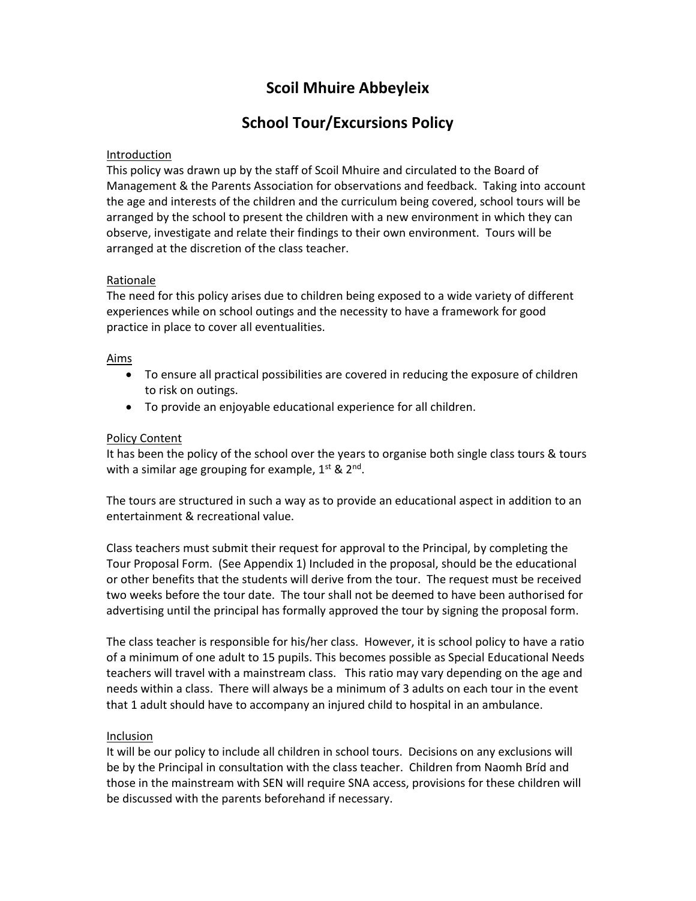# Scoil Mhuire Abbeyleix

## School Tour/Excursions Policy

### Introduction

This policy was drawn up by the staff of Scoil Mhuire and circulated to the Board of Management & the Parents Association for observations and feedback. Taking into account the age and interests of the children and the curriculum being covered, school tours will be arranged by the school to present the children with a new environment in which they can observe, investigate and relate their findings to their own environment. Tours will be arranged at the discretion of the class teacher.

### Rationale

The need for this policy arises due to children being exposed to a wide variety of different experiences while on school outings and the necessity to have a framework for good practice in place to cover all eventualities.

### Aims

- To ensure all practical possibilities are covered in reducing the exposure of children to risk on outings.
- To provide an enjoyable educational experience for all children.

### Policy Content

It has been the policy of the school over the years to organise both single class tours & tours with a similar age grouping for example, 1st & 2nd.

The tours are structured in such a way as to provide an educational aspect in addition to an entertainment & recreational value.

Class teachers must submit their request for approval to the Principal, by completing the Tour Proposal Form. (See Appendix 1) Included in the proposal, should be the educational or other benefits that the students will derive from the tour. The request must be received two weeks before the tour date. The tour shall not be deemed to have been authorised for advertising until the principal has formally approved the tour by signing the proposal form.

The class teacher is responsible for his/her class. However, it is school policy to have a ratio of a minimum of one adult to 15 pupils. This becomes possible as Special Educational Needs teachers will travel with a mainstream class. This ratio may vary depending on the age and needs within a class. There will always be a minimum of 3 adults on each tour in the event that 1 adult should have to accompany an injured child to hospital in an ambulance.

### Inclusion

It will be our policy to include all children in school tours. Decisions on any exclusions will be by the Principal in consultation with the class teacher. Children from Naomh Bríd and those in the mainstream with SEN will require SNA access, provisions for these children will be discussed with the parents beforehand if necessary.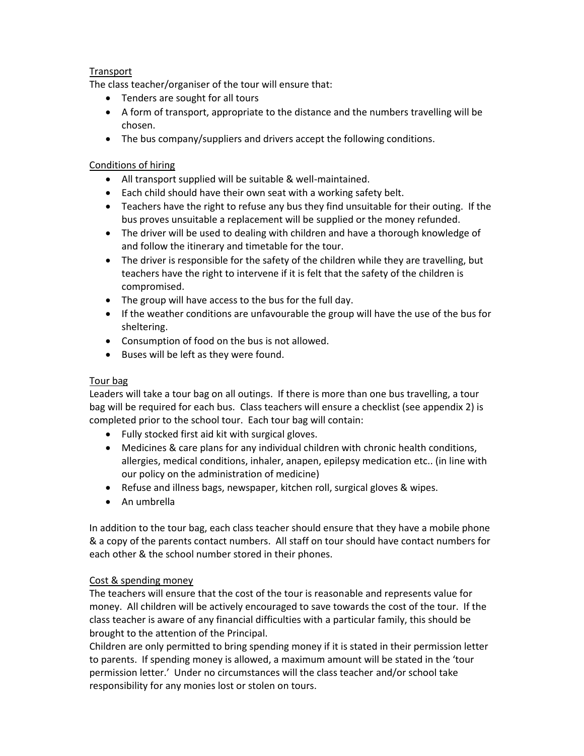## Transport

The class teacher/organiser of the tour will ensure that:

- Tenders are sought for all tours
- A form of transport, appropriate to the distance and the numbers travelling will be chosen.
- The bus company/suppliers and drivers accept the following conditions.

## Conditions of hiring

- All transport supplied will be suitable & well-maintained.
- Each child should have their own seat with a working safety belt.
- Teachers have the right to refuse any bus they find unsuitable for their outing. If the bus proves unsuitable a replacement will be supplied or the money refunded.
- The driver will be used to dealing with children and have a thorough knowledge of and follow the itinerary and timetable for the tour.
- The driver is responsible for the safety of the children while they are travelling, but teachers have the right to intervene if it is felt that the safety of the children is compromised.
- The group will have access to the bus for the full day.
- If the weather conditions are unfavourable the group will have the use of the bus for sheltering.
- Consumption of food on the bus is not allowed.
- Buses will be left as they were found.

## Tour bag

Leaders will take a tour bag on all outings. If there is more than one bus travelling, a tour bag will be required for each bus. Class teachers will ensure a checklist (see appendix 2) is completed prior to the school tour. Each tour bag will contain:

- Fully stocked first aid kit with surgical gloves.
- Medicines & care plans for any individual children with chronic health conditions, allergies, medical conditions, inhaler, anapen, epilepsy medication etc.. (in line with our policy on the administration of medicine)
- Refuse and illness bags, newspaper, kitchen roll, surgical gloves & wipes.
- An umbrella

In addition to the tour bag, each class teacher should ensure that they have a mobile phone & a copy of the parents contact numbers. All staff on tour should have contact numbers for each other & the school number stored in their phones.

## Cost & spending money

The teachers will ensure that the cost of the tour is reasonable and represents value for money. All children will be actively encouraged to save towards the cost of the tour. If the class teacher is aware of any financial difficulties with a particular family, this should be brought to the attention of the Principal.

Children are only permitted to bring spending money if it is stated in their permission letter to parents. If spending money is allowed, a maximum amount will be stated in the 'tour permission letter.' Under no circumstances will the class teacher and/or school take responsibility for any monies lost or stolen on tours.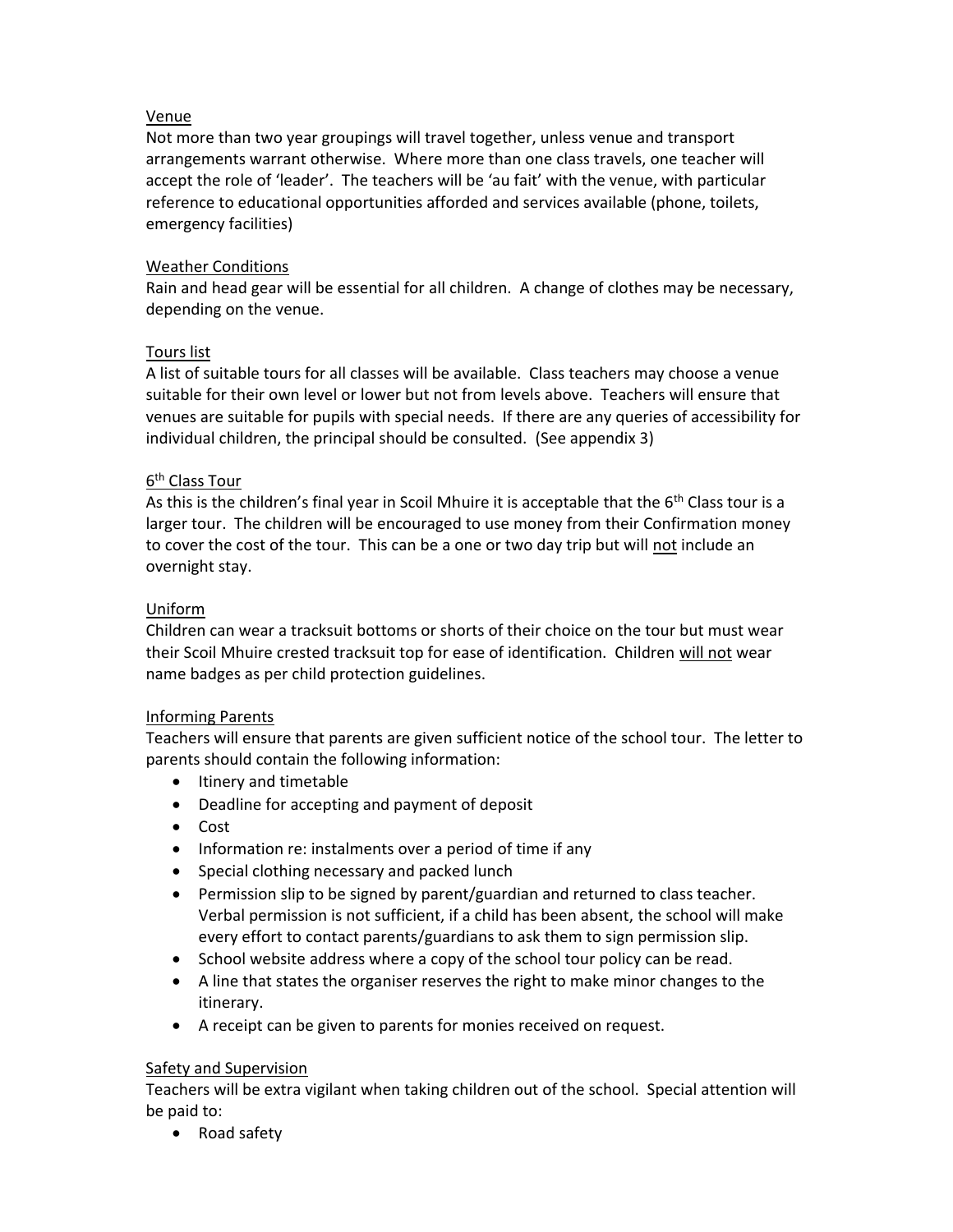Venue

Not more than two year groupings will travel together, unless venue and transport arrangements warrant otherwise. Where more than one class travels, one teacher will accept the role of 'leader'. The teachers will be 'au fait' with the venue, with particular reference to educational opportunities afforded and services available (phone, toilets, emergency facilities)

Weather Conditions

Rain and head gear will be essential for all children. A change of clothes may be necessary, depending on the venue.

Tours list

A list of suitable tours for all classes will be available. Class teachers may choose a venue suitable for their own level or lower but not from levels above. Teachers will ensure that venues are suitable for pupils with special needs. If there are any queries of accessibility for individual children, the principal should be consulted. (See appendix 3)

6th Class Tour

As this is the children's final year in Scoil Mhuire it is acceptable that the 6th Class tour is a larger tour. The children will be encouraged to use money from their Confirmation money to cover the cost of the tour. This can be a one or two day trip but will not include an overnight stay.

Uniform

Children can wear a tracksuit bottoms or shorts of their choice on the tour but must wear their Scoil Mhuire crested tracksuit top for ease of identification. Children will not wear name badges as per child protection guidelines.

Informing Parents

Teachers will ensure that parents are given sufficient notice of the school tour. The letter to parents should contain the following information:

- Itinery and timetable
- Deadline for accepting and payment of deposit
- Cost
- Information re: instalments over a period of time if any
- Special clothing necessary and packed lunch
- Permission slip to be signed by parent/guardian and returned to class teacher. Verbal permission is not sufficient, if a child has been absent, the school will make every effort to contact parents/guardians to ask them to sign permission slip.
- School website address where a copy of the school tour policy can be read.
- A line that states the organiser reserves the right to make minor changes to the itinerary.
- A receipt can be given to parents for monies received on request.

Safety and Supervision

Teachers will be extra vigilant when taking children out of the school. Special attention will be paid to:

- Road safety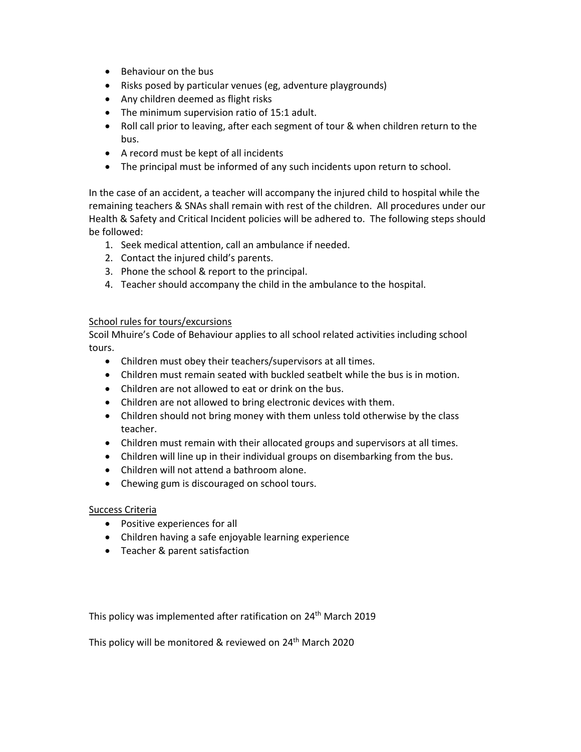- Behaviour on the bus
- Risks posed by particular venues (eg, adventure playgrounds)
- Any children deemed as flight risks
- The minimum supervision ratio of 15:1 adult.
- Roll call prior to leaving, after each segment of tour & when children return to the bus.
- A record must be kept of all incidents
- The principal must be informed of any such incidents upon return to school.

In the case of an accident, a teacher will accompany the injured child to hospital while the remaining teachers & SNAs shall remain with rest of the children. All procedures under our Health & Safety and Critical Incident policies will be adhered to. The following steps should be followed:

1. Seek medical attention, call an ambulance if needed.
2. Contact the injured child's parents.
3. Phone the school & report to the principal.
4. Teacher should accompany the child in the ambulance to the hospital.

<u>School rules for tours/excursions</u>

Scoil Mhuire's Code of Behaviour applies to all school related activities including school tours.

- Children must obey their teachers/supervisors at all times.
- Children must remain seated with buckled seatbelt while the bus is in motion.
- Children are not allowed to eat or drink on the bus.
- Children are not allowed to bring electronic devices with them.
- Children should not bring money with them unless told otherwise by the class teacher.
- Children must remain with their allocated groups and supervisors at all times.
- Children will line up in their individual groups on disembarking from the bus.
- Children will not attend a bathroom alone.
- Chewing gum is discouraged on school tours.

<u>Success Criteria</u>

- Positive experiences for all
- Children having a safe enjoyable learning experience
- Teacher & parent satisfaction

This policy was implemented after ratification on 24th March 2019

This policy will be monitored & reviewed on 24th March 2020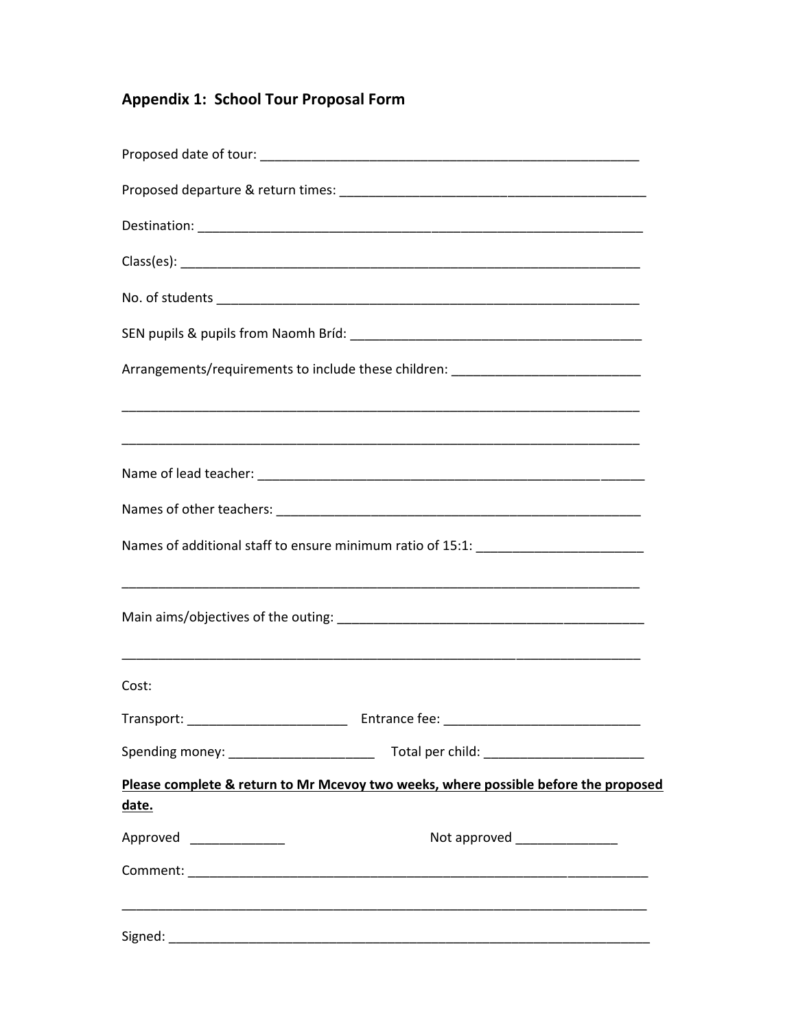## Appendix 1: School Tour Proposal Form

Proposed date of tour: ____________________________________________________

Proposed departure & return times: __________________________________________

Destination: _____________________________________________________________

Class(es): _______________________________________________________________

No. of students __________________________________________________________

SEN pupils & pupils from Naomh Bríd: ________________________________________

Arrangements/requirements to include these children: _________________________

__________________________________________________________________________

__________________________________________________________________________

Name of lead teacher: _____________________________________________________

Names of other teachers: ___________________________________________________

Names of additional staff to ensure minimum ratio of 15:1: ______________________

__________________________________________________________________________

Main aims/objectives of the outing: __________________________________________

__________________________________________________________________________

Cost:

Transport: ______________________ Entrance fee: ___________________________

Spending money: ____________________ Total per child: _____________________

**<u>Please complete & return to Mr Mcevoy two weeks, where possible before the proposed date.</u>**

Approved _____________ Not approved ______________

Comment: _________________________________________________________________

__________________________________________________________________________

Signed: ___________________________________________________________________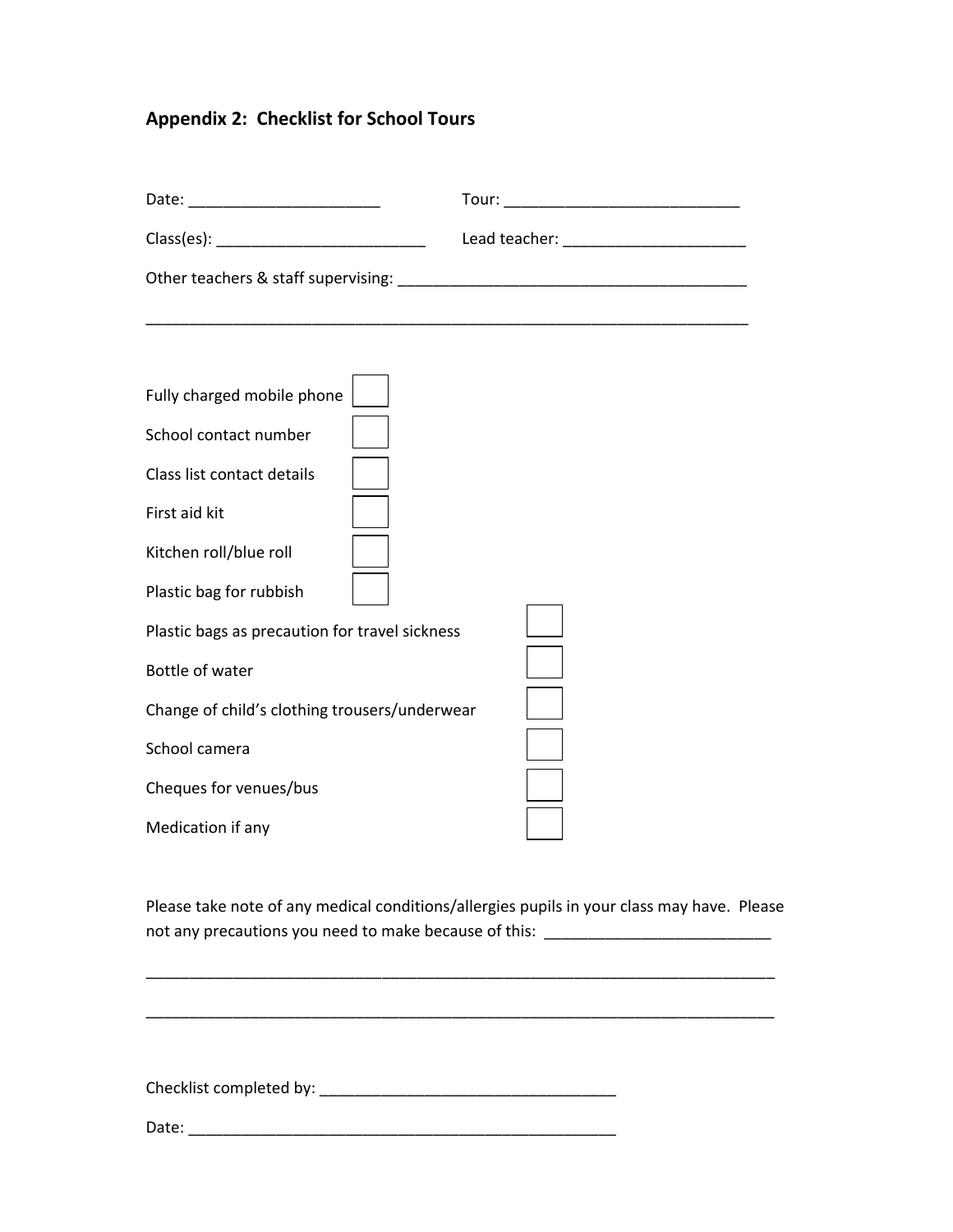## Appendix 2: Checklist for School Tours

Date: ______________________ Tour: ___________________________

Class(es): ________________________ Lead teacher: _____________________

Other teachers & staff supervising: ________________________________________

______________________________________________________________________

- [ ] Fully charged mobile phone
- [ ] School contact number
- [ ] Class list contact details
- [ ] First aid kit
- [ ] Kitchen roll/blue roll
- [ ] Plastic bag for rubbish
- [ ] Plastic bags as precaution for travel sickness
- [ ] Bottle of water
- [ ] Change of child's clothing trousers/underwear
- [ ] School camera
- [ ] Cheques for venues/bus
- [ ] Medication if any

Please take note of any medical conditions/allergies pupils in your class may have. Please not any precautions you need to make because of this: __________________________

________________________________________________________________________

________________________________________________________________________

Checklist completed by: __________________________________

Date: __________________________________________________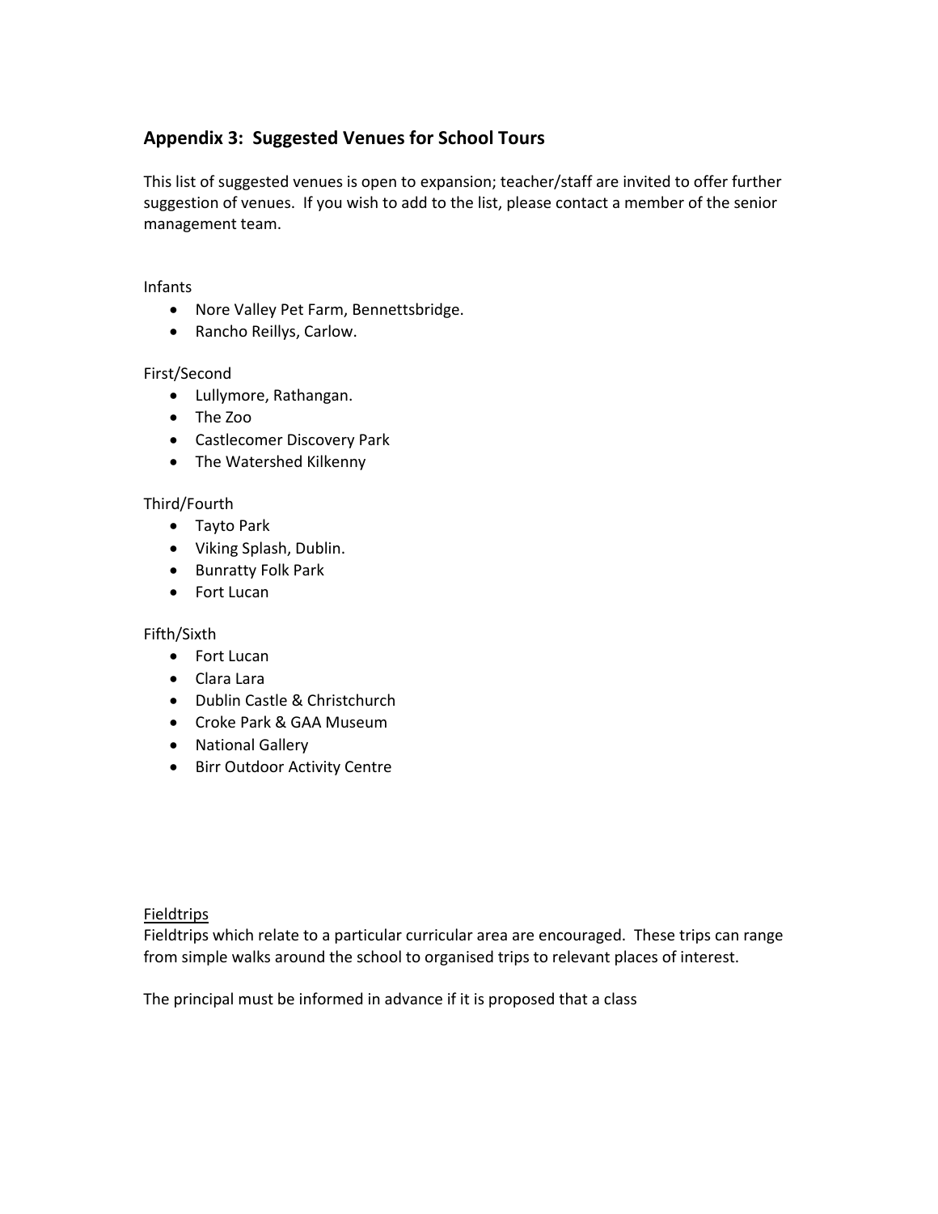## Appendix 3: Suggested Venues for School Tours

This list of suggested venues is open to expansion; teacher/staff are invited to offer further suggestion of venues. If you wish to add to the list, please contact a member of the senior management team.

Infants

- Nore Valley Pet Farm, Bennettsbridge.
- Rancho Reillys, Carlow.

First/Second

- Lullymore, Rathangan.
- The Zoo
- Castlecomer Discovery Park
- The Watershed Kilkenny

Third/Fourth

- Tayto Park
- Viking Splash, Dublin.
- Bunratty Folk Park
- Fort Lucan

Fifth/Sixth

- Fort Lucan
- Clara Lara
- Dublin Castle & Christchurch
- Croke Park & GAA Museum
- National Gallery
- Birr Outdoor Activity Centre

<u>Fieldtrips</u>

Fieldtrips which relate to a particular curricular area are encouraged. These trips can range from simple walks around the school to organised trips to relevant places of interest.

The principal must be informed in advance if it is proposed that a class